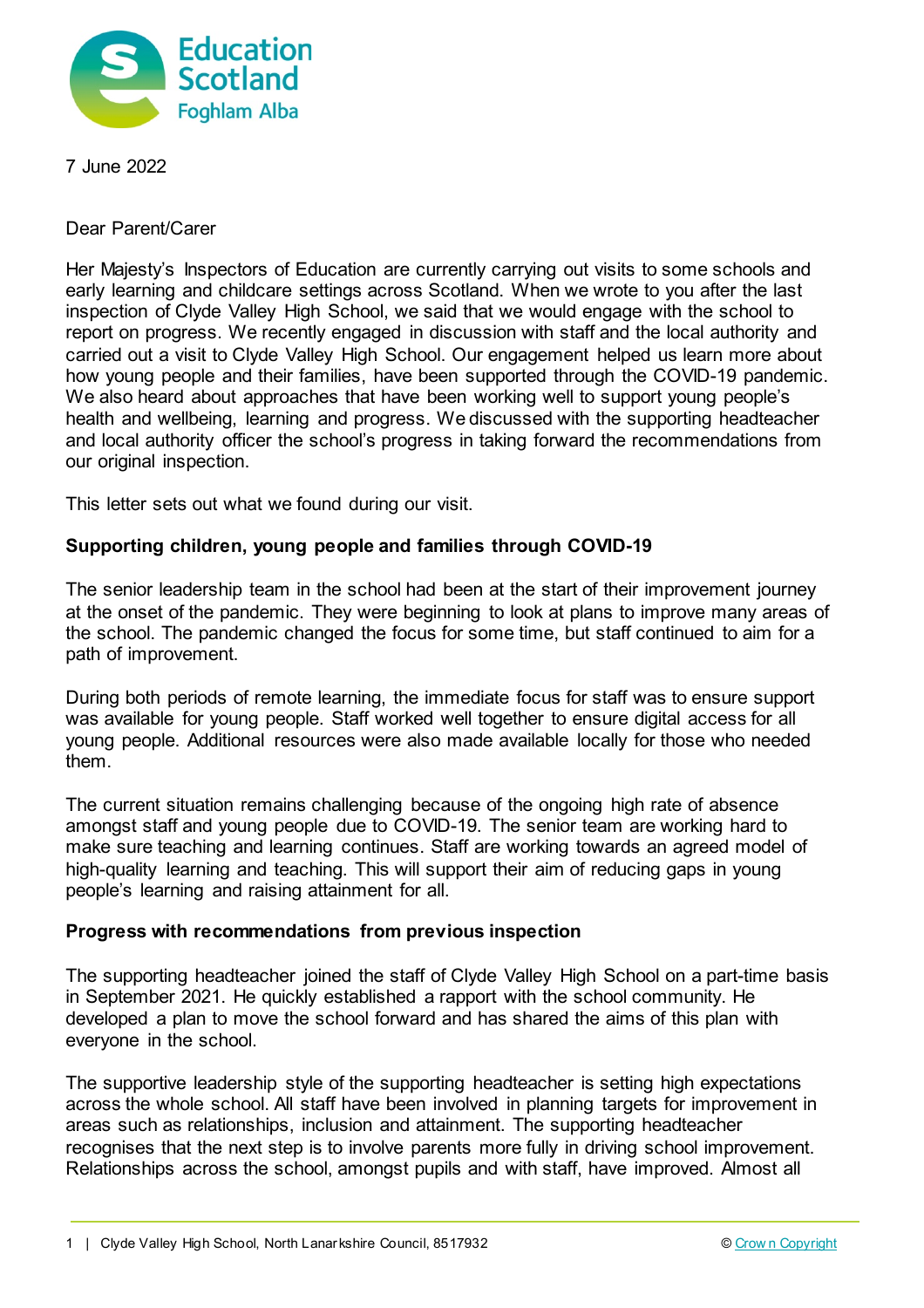7 June 2022

Dear Parent/Carer

Her Majesty's Inspectors of Education are currently carrying out visits to some schools and early learning and childcare settings across Scotland. When we wrote to you after the last inspection of Clyde Valley High School, we said that we would engage with the school to report on progress. We recently engaged in discussion with staff and the local authority and carried out a visit to Clyde Valley High School. Our engagement helped us learn more about how young people and their families, have been supported through the COVID-19 pandemic. We also heard about approaches that have been working well to support young people's health and wellbeing, learning and progress. We discussed with the supporting headteacher and local authority officer the school's progress in taking forward the recommendations from our original inspection.

This letter sets out what we found during our visit.

**Supporting children, young people and families through COVID-19**

The senior leadership team in the school had been at the start of their improvement journey at the onset of the pandemic. They were beginning to look at plans to improve many areas of the school. The pandemic changed the focus for some time, but staff continued to aim for a path of improvement.

During both periods of remote learning, the immediate focus for staff was to ensure support was available for young people. Staff worked well together to ensure digital access for all young people. Additional resources were also made available locally for those who needed them.

The current situation remains challenging because of the ongoing high rate of absence amongst staff and young people due to COVID-19. The senior team are working hard to make sure teaching and learning continues. Staff are working towards an agreed model of high-quality learning and teaching. This will support their aim of reducing gaps in young people's learning and raising attainment for all.

**Progress with recommendations from previous inspection**

The supporting headteacher joined the staff of Clyde Valley High School on a part-time basis in September 2021. He quickly established a rapport with the school community. He developed a plan to move the school forward and has shared the aims of this plan with everyone in the school.

The supportive leadership style of the supporting headteacher is setting high expectations across the whole school. All staff have been involved in planning targets for improvement in areas such as relationships, inclusion and attainment. The supporting headteacher recognises that the next step is to involve parents more fully in driving school improvement. Relationships across the school, amongst pupils and with staff, have improved. Almost all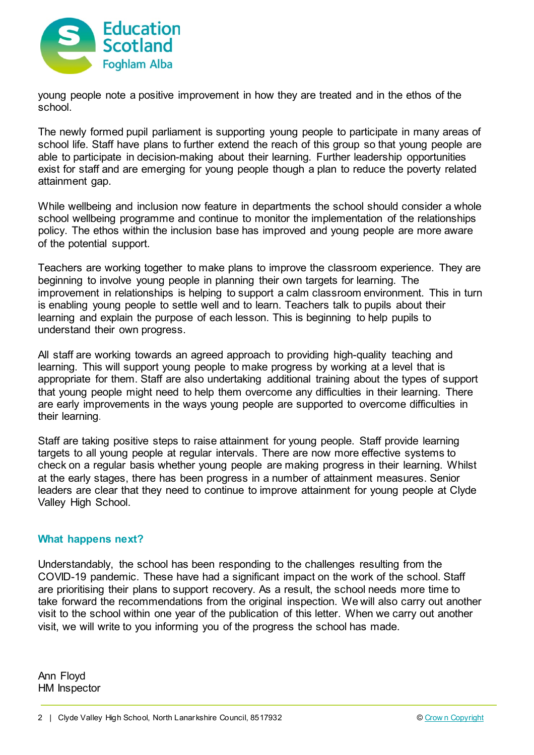young people note a positive improvement in how they are treated and in the ethos of the school.

The newly formed pupil parliament is supporting young people to participate in many areas of school life. Staff have plans to further extend the reach of this group so that young people are able to participate in decision-making about their learning. Further leadership opportunities exist for staff and are emerging for young people though a plan to reduce the poverty related attainment gap.

While wellbeing and inclusion now feature in departments the school should consider a whole school wellbeing programme and continue to monitor the implementation of the relationships policy. The ethos within the inclusion base has improved and young people are more aware of the potential support.

Teachers are working together to make plans to improve the classroom experience. They are beginning to involve young people in planning their own targets for learning. The improvement in relationships is helping to support a calm classroom environment. This in turn is enabling young people to settle well and to learn. Teachers talk to pupils about their learning and explain the purpose of each lesson. This is beginning to help pupils to understand their own progress.

All staff are working towards an agreed approach to providing high-quality teaching and learning. This will support young people to make progress by working at a level that is appropriate for them. Staff are also undertaking additional training about the types of support that young people might need to help them overcome any difficulties in their learning. There are early improvements in the ways young people are supported to overcome difficulties in their learning.

Staff are taking positive steps to raise attainment for young people. Staff provide learning targets to all young people at regular intervals. There are now more effective systems to check on a regular basis whether young people are making progress in their learning. Whilst at the early stages, there has been progress in a number of attainment measures. Senior leaders are clear that they need to continue to improve attainment for young people at Clyde Valley High School.

## What happens next?

Understandably, the school has been responding to the challenges resulting from the COVID-19 pandemic. These have had a significant impact on the work of the school. Staff are prioritising their plans to support recovery. As a result, the school needs more time to take forward the recommendations from the original inspection. We will also carry out another visit to the school within one year of the publication of this letter. When we carry out another visit, we will write to you informing you of the progress the school has made.

Ann Floyd
HM Inspector